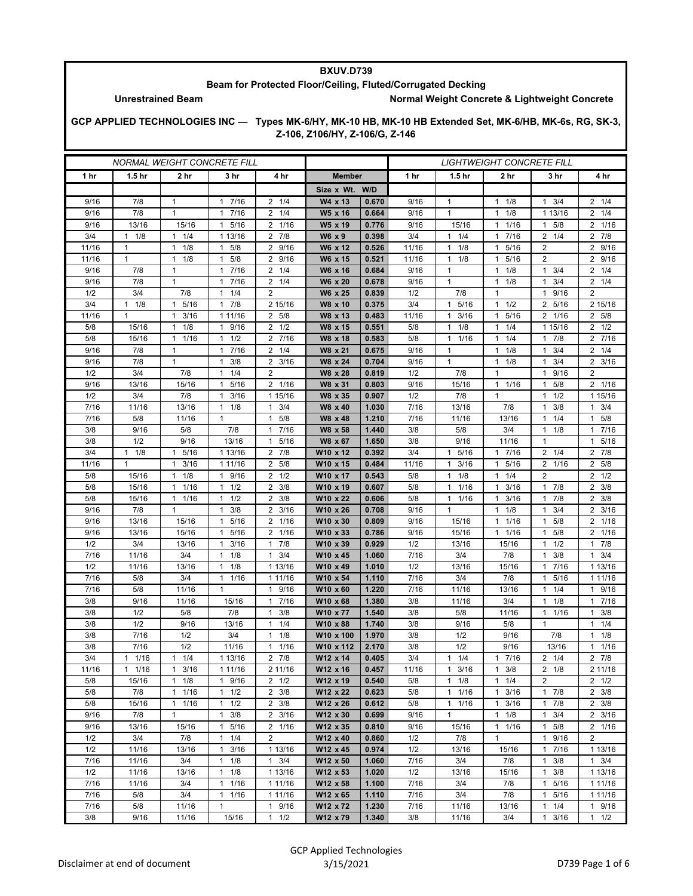**BXUV.D739**

**Beam for Protected Floor/Ceiling, Fluted/Corrugated Decking**

**Unrestrained Beam** **Normal Weight Concrete & Lightweight Concrete**

**GCP APPLIED TECHNOLOGIES INC — Types MK-6/HY, MK-10 HB, MK-10 HB Extended Set, MK-6/HB, MK-6s, RG, SK-3, Z-106, Z106/HY, Z-106/G, Z-146**

| *NORMAL WEIGHT CONCRETE FILL* | | | | | | | *LIGHTWEIGHT CONCRETE FILL* | | | | |
|---|---|---|---|---|---|---|---|---|---|---|---|
| **1 hr** | **1.5 hr** | **2 hr** | **3 hr** | **4 hr** | **Member** | | **1 hr** | **1.5 hr** | **2 hr** | **3 hr** | **4 hr** |
| | | | | | **Size x Wt.** | **W/D** | | | | | |
| 9/16 | 7/8 | 1 | 1 7/16 | 2 1/4 | **W4 x 13** | **0.670** | 9/16 | 1 | 1 1/8 | 1 3/4 | 2 1/4 |
| 9/16 | 7/8 | 1 | 1 7/16 | 2 1/4 | **W5 x 16** | **0.664** | 9/16 | 1 | 1 1/8 | 1 13/16 | 2 1/4 |
| 9/16 | 13/16 | 15/16 | 1 5/16 | 2 1/16 | **W5 x 19** | **0.776** | 9/16 | 15/16 | 1 1/16 | 1 5/8 | 2 1/16 |
| 3/4 | 1 1/8 | 1 1/4 | 1 13/16 | 2 7/8 | **W6 x 9** | **0.398** | 3/4 | 1 1/4 | 1 7/16 | 2 1/4 | 2 7/8 |
| 11/16 | 1 | 1 1/8 | 1 5/8 | 2 9/16 | **W6 x 12** | **0.526** | 11/16 | 1 1/8 | 1 5/16 | 2 | 2 9/16 |
| 11/16 | 1 | 1 1/8 | 1 5/8 | 2 9/16 | **W6 x 15** | **0.521** | 11/16 | 1 1/8 | 1 5/16 | 2 | 2 9/16 |
| 9/16 | 7/8 | 1 | 1 7/16 | 2 1/4 | **W6 x 16** | **0.684** | 9/16 | 1 | 1 1/8 | 1 3/4 | 2 1/4 |
| 9/16 | 7/8 | 1 | 1 7/16 | 2 1/4 | **W6 x 20** | **0.678** | 9/16 | 1 | 1 1/8 | 1 3/4 | 2 1/4 |
| 1/2 | 3/4 | 7/8 | 1 1/4 | 2 | **W6 x 25** | **0.839** | 1/2 | 7/8 | 1 | 1 9/16 | 2 |
| 3/4 | 1 1/8 | 1 5/16 | 1 7/8 | 2 15/16 | **W8 x 10** | **0.375** | 3/4 | 1 5/16 | 1 1/2 | 2 5/16 | 2 15/16 |
| 11/16 | 1 | 1 3/16 | 1 11/16 | 2 5/8 | **W8 x 13** | **0.483** | 11/16 | 1 3/16 | 1 5/16 | 2 1/16 | 2 5/8 |
| 5/8 | 15/16 | 1 1/8 | 1 9/16 | 2 1/2 | **W8 x 15** | **0.551** | 5/8 | 1 1/8 | 1 1/4 | 1 15/16 | 2 1/2 |
| 5/8 | 15/16 | 1 1/16 | 1 1/2 | 2 7/16 | **W8 x 18** | **0.583** | 5/8 | 1 1/16 | 1 1/4 | 1 7/8 | 2 7/16 |
| 9/16 | 7/8 | 1 | 1 7/16 | 2 1/4 | **W8 x 21** | **0.675** | 9/16 | 1 | 1 1/8 | 1 3/4 | 2 1/4 |
| 9/16 | 7/8 | 1 | 1 3/8 | 2 3/16 | **W8 x 24** | **0.704** | 9/16 | 1 | 1 1/8 | 1 3/4 | 2 3/16 |
| 1/2 | 3/4 | 7/8 | 1 1/4 | 2 | **W8 x 28** | **0.819** | 1/2 | 7/8 | 1 | 1 9/16 | 2 |
| 9/16 | 13/16 | 15/16 | 1 5/16 | 2 1/16 | **W8 x 31** | **0.803** | 9/16 | 15/16 | 1 1/16 | 1 5/8 | 2 1/16 |
| 1/2 | 3/4 | 7/8 | 1 3/16 | 1 15/16 | **W8 x 35** | **0.907** | 1/2 | 7/8 | 1 | 1 1/2 | 1 15/16 |
| 7/16 | 11/16 | 13/16 | 1 1/8 | 1 3/4 | **W8 x 40** | **1.030** | 7/16 | 13/16 | 7/8 | 1 3/8 | 1 3/4 |
| 7/16 | 5/8 | 11/16 | 1 | 1 5/8 | **W8 x 48** | **1.210** | 7/16 | 11/16 | 13/16 | 1 1/4 | 1 5/8 |
| 3/8 | 9/16 | 5/8 | 7/8 | 1 7/16 | **W8 x 58** | **1.440** | 3/8 | 5/8 | 3/4 | 1 1/8 | 1 7/16 |
| 3/8 | 1/2 | 9/16 | 13/16 | 1 5/16 | **W8 x 67** | **1.650** | 3/8 | 9/16 | 11/16 | 1 | 1 5/16 |
| 3/4 | 1 1/8 | 1 5/16 | 1 13/16 | 2 7/8 | **W10 x 12** | **0.392** | 3/4 | 1 5/16 | 1 7/16 | 2 1/4 | 2 7/8 |
| 11/16 | 1 | 1 3/16 | 1 11/16 | 2 5/8 | **W10 x 15** | **0.484** | 11/16 | 1 3/16 | 1 5/16 | 2 1/16 | 2 5/8 |
| 5/8 | 15/16 | 1 1/8 | 1 9/16 | 2 1/2 | **W10 x 17** | **0.543** | 5/8 | 1 1/8 | 1 1/4 | 2 | 2 1/2 |
| 5/8 | 15/16 | 1 1/16 | 1 1/2 | 2 3/8 | **W10 x 19** | **0.607** | 5/8 | 1 1/16 | 1 3/16 | 1 7/8 | 2 3/8 |
| 5/8 | 15/16 | 1 1/16 | 1 1/2 | 2 3/8 | **W10 x 22** | **0.606** | 5/8 | 1 1/16 | 1 3/16 | 1 7/8 | 2 3/8 |
| 9/16 | 7/8 | 1 | 1 3/8 | 2 3/16 | **W10 x 26** | **0.708** | 9/16 | 1 | 1 1/8 | 1 3/4 | 2 3/16 |
| 9/16 | 13/16 | 15/16 | 1 5/16 | 2 1/16 | **W10 x 30** | **0.809** | 9/16 | 15/16 | 1 1/16 | 1 5/8 | 2 1/16 |
| 9/16 | 13/16 | 15/16 | 1 5/16 | 2 1/16 | **W10 x 33** | **0.786** | 9/16 | 15/16 | 1 1/16 | 1 5/8 | 2 1/16 |
| 1/2 | 3/4 | 13/16 | 1 3/16 | 1 7/8 | **W10 x 39** | **0.929** | 1/2 | 13/16 | 15/16 | 1 1/2 | 1 7/8 |
| 7/16 | 11/16 | 3/4 | 1 1/8 | 1 3/4 | **W10 x 45** | **1.060** | 7/16 | 3/4 | 7/8 | 1 3/8 | 1 3/4 |
| 1/2 | 11/16 | 13/16 | 1 1/8 | 1 13/16 | **W10 x 49** | **1.010** | 1/2 | 13/16 | 15/16 | 1 7/16 | 1 13/16 |
| 7/16 | 5/8 | 3/4 | 1 1/16 | 1 11/16 | **W10 x 54** | **1.110** | 7/16 | 3/4 | 7/8 | 1 5/16 | 1 11/16 |
| 7/16 | 5/8 | 11/16 | 1 | 1 9/16 | **W10 x 60** | **1.220** | 7/16 | 11/16 | 13/16 | 1 1/4 | 1 9/16 |
| 3/8 | 9/16 | 11/16 | 15/16 | 1 7/16 | **W10 x 68** | **1.380** | 3/8 | 11/16 | 3/4 | 1 1/8 | 1 7/16 |
| 3/8 | 1/2 | 5/8 | 7/8 | 1 3/8 | **W10 x 77** | **1.540** | 3/8 | 5/8 | 11/16 | 1 1/16 | 1 3/8 |
| 3/8 | 1/2 | 9/16 | 13/16 | 1 1/4 | **W10 x 88** | **1.740** | 3/8 | 9/16 | 5/8 | 1 | 1 1/4 |
| 3/8 | 7/16 | 1/2 | 3/4 | 1 1/8 | **W10 x 100** | **1.970** | 3/8 | 1/2 | 9/16 | 7/8 | 1 1/8 |
| 3/8 | 7/16 | 1/2 | 11/16 | 1 1/16 | **W10 x 112** | **2.170** | 3/8 | 1/2 | 9/16 | 13/16 | 1 1/16 |
| 3/4 | 1 1/16 | 1 1/4 | 1 13/16 | 2 7/8 | **W12 x 14** | **0.405** | 3/4 | 1 1/4 | 1 7/16 | 2 1/4 | 2 7/8 |
| 11/16 | 1 1/16 | 1 3/16 | 1 11/16 | 2 11/16 | **W12 x 16** | **0.457** | 11/16 | 1 3/16 | 1 3/8 | 2 1/8 | 2 11/16 |
| 5/8 | 15/16 | 1 1/8 | 1 9/16 | 2 1/2 | **W12 x 19** | **0.540** | 5/8 | 1 1/8 | 1 1/4 | 2 | 2 1/2 |
| 5/8 | 7/8 | 1 1/16 | 1 1/2 | 2 3/8 | **W12 x 22** | **0.623** | 5/8 | 1 1/16 | 1 3/16 | 1 7/8 | 2 3/8 |
| 5/8 | 15/16 | 1 1/16 | 1 1/2 | 2 3/8 | **W12 x 26** | **0.612** | 5/8 | 1 1/16 | 1 3/16 | 1 7/8 | 2 3/8 |
| 9/16 | 7/8 | 1 | 1 3/8 | 2 3/16 | **W12 x 30** | **0.699** | 9/16 | 1 | 1 1/8 | 1 3/4 | 2 3/16 |
| 9/16 | 13/16 | 15/16 | 1 5/16 | 2 1/16 | **W12 x 35** | **0.810** | 9/16 | 15/16 | 1 1/16 | 1 5/8 | 2 1/16 |
| 1/2 | 3/4 | 7/8 | 1 1/4 | 2 | **W12 x 40** | **0.860** | 1/2 | 7/8 | 1 | 1 9/16 | 2 |
| 1/2 | 11/16 | 13/16 | 1 3/16 | 1 13/16 | **W12 x 45** | **0.974** | 1/2 | 13/16 | 15/16 | 1 7/16 | 1 13/16 |
| 7/16 | 11/16 | 3/4 | 1 1/8 | 1 3/4 | **W12 x 50** | **1.060** | 7/16 | 3/4 | 7/8 | 1 3/8 | 1 3/4 |
| 1/2 | 11/16 | 13/16 | 1 1/8 | 1 13/16 | **W12 x 53** | **1.020** | 1/2 | 13/16 | 15/16 | 1 3/8 | 1 13/16 |
| 7/16 | 11/16 | 3/4 | 1 1/16 | 1 11/16 | **W12 x 58** | **1.100** | 7/16 | 3/4 | 7/8 | 1 5/16 | 1 11/16 |
| 7/16 | 5/8 | 3/4 | 1 1/16 | 1 11/16 | **W12 x 65** | **1.110** | 7/16 | 3/4 | 7/8 | 1 5/16 | 1 11/16 |
| 7/16 | 5/8 | 11/16 | 1 | 1 9/16 | **W12 x 72** | **1.230** | 7/16 | 11/16 | 13/16 | 1 1/4 | 1 9/16 |
| 3/8 | 9/16 | 11/16 | 15/16 | 1 1/2 | **W12 x 79** | **1.340** | 3/8 | 11/16 | 3/4 | 1 3/16 | 1 1/2 |

Disclaimer at end of document

GCP Applied Technologies
3/15/2021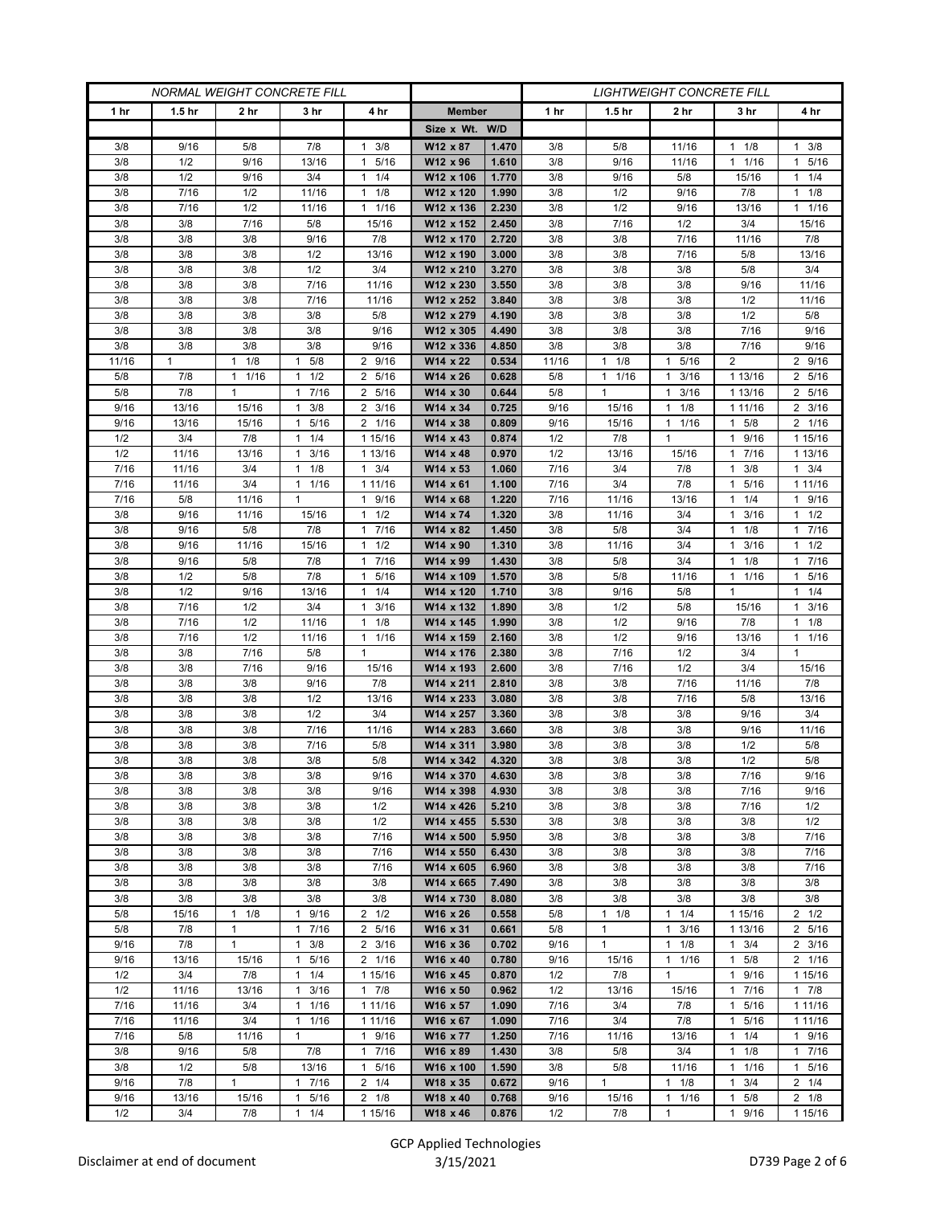| NORMAL WEIGHT CONCRETE FILL | | | | | | | LIGHTWEIGHT CONCRETE FILL | | | | |
|---|---|---|---|---|---|---|---|---|---|---|---|
| 1 hr | 1.5 hr | 2 hr | 3 hr | 4 hr | Member | | 1 hr | 1.5 hr | 2 hr | 3 hr | 4 hr |
| | | | | | Size x Wt. | W/D | | | | | |
| 3/8 | 9/16 | 5/8 | 7/8 | 1 3/8 | W12 x 87 | 1.470 | 3/8 | 5/8 | 11/16 | 1 1/8 | 1 3/8 |
| 3/8 | 1/2 | 9/16 | 13/16 | 1 5/16 | W12 x 96 | 1.610 | 3/8 | 9/16 | 11/16 | 1 1/16 | 1 5/16 |
| 3/8 | 1/2 | 9/16 | 3/4 | 1 1/4 | W12 x 106 | 1.770 | 3/8 | 9/16 | 5/8 | 15/16 | 1 1/4 |
| 3/8 | 7/16 | 1/2 | 11/16 | 1 1/8 | W12 x 120 | 1.990 | 3/8 | 1/2 | 9/16 | 7/8 | 1 1/8 |
| 3/8 | 7/16 | 1/2 | 11/16 | 1 1/16 | W12 x 136 | 2.230 | 3/8 | 1/2 | 9/16 | 13/16 | 1 1/16 |
| 3/8 | 3/8 | 7/16 | 5/8 | 15/16 | W12 x 152 | 2.450 | 3/8 | 7/16 | 1/2 | 3/4 | 15/16 |
| 3/8 | 3/8 | 3/8 | 9/16 | 7/8 | W12 x 170 | 2.720 | 3/8 | 3/8 | 7/16 | 11/16 | 7/8 |
| 3/8 | 3/8 | 3/8 | 1/2 | 13/16 | W12 x 190 | 3.000 | 3/8 | 3/8 | 7/16 | 5/8 | 13/16 |
| 3/8 | 3/8 | 3/8 | 1/2 | 3/4 | W12 x 210 | 3.270 | 3/8 | 3/8 | 3/8 | 5/8 | 3/4 |
| 3/8 | 3/8 | 3/8 | 7/16 | 11/16 | W12 x 230 | 3.550 | 3/8 | 3/8 | 3/8 | 9/16 | 11/16 |
| 3/8 | 3/8 | 3/8 | 7/16 | 11/16 | W12 x 252 | 3.840 | 3/8 | 3/8 | 3/8 | 1/2 | 11/16 |
| 3/8 | 3/8 | 3/8 | 3/8 | 5/8 | W12 x 279 | 4.190 | 3/8 | 3/8 | 3/8 | 1/2 | 5/8 |
| 3/8 | 3/8 | 3/8 | 3/8 | 9/16 | W12 x 305 | 4.490 | 3/8 | 3/8 | 3/8 | 7/16 | 9/16 |
| 3/8 | 3/8 | 3/8 | 3/8 | 9/16 | W12 x 336 | 4.850 | 3/8 | 3/8 | 3/8 | 7/16 | 9/16 |
| 11/16 | 1 | 1 1/8 | 1 5/8 | 2 9/16 | W14 x 22 | 0.534 | 11/16 | 1 1/8 | 1 5/16 | 2 | 2 9/16 |
| 5/8 | 7/8 | 1 1/16 | 1 1/2 | 2 5/16 | W14 x 26 | 0.628 | 5/8 | 1 1/16 | 1 3/16 | 1 13/16 | 2 5/16 |
| 5/8 | 7/8 | 1 | 1 7/16 | 2 5/16 | W14 x 30 | 0.644 | 5/8 | 1 | 1 3/16 | 1 13/16 | 2 5/16 |
| 9/16 | 13/16 | 15/16 | 1 3/8 | 2 3/16 | W14 x 34 | 0.725 | 9/16 | 15/16 | 1 1/8 | 1 11/16 | 2 3/16 |
| 9/16 | 13/16 | 15/16 | 1 5/16 | 2 1/16 | W14 x 38 | 0.809 | 9/16 | 15/16 | 1 1/16 | 1 5/8 | 2 1/16 |
| 1/2 | 3/4 | 7/8 | 1 1/4 | 1 15/16 | W14 x 43 | 0.874 | 1/2 | 7/8 | 1 | 1 9/16 | 1 15/16 |
| 1/2 | 11/16 | 13/16 | 1 3/16 | 1 13/16 | W14 x 48 | 0.970 | 1/2 | 13/16 | 15/16 | 1 7/16 | 1 13/16 |
| 7/16 | 11/16 | 3/4 | 1 1/8 | 1 3/4 | W14 x 53 | 1.060 | 7/16 | 3/4 | 7/8 | 1 3/8 | 1 3/4 |
| 7/16 | 11/16 | 3/4 | 1 1/16 | 1 11/16 | W14 x 61 | 1.100 | 7/16 | 3/4 | 7/8 | 1 5/16 | 1 11/16 |
| 7/16 | 5/8 | 11/16 | 1 | 1 9/16 | W14 x 68 | 1.220 | 7/16 | 11/16 | 13/16 | 1 1/4 | 1 9/16 |
| 3/8 | 9/16 | 11/16 | 15/16 | 1 1/2 | W14 x 74 | 1.320 | 3/8 | 11/16 | 3/4 | 1 3/16 | 1 1/2 |
| 3/8 | 9/16 | 5/8 | 7/8 | 1 7/16 | W14 x 82 | 1.450 | 3/8 | 5/8 | 3/4 | 1 1/8 | 1 7/16 |
| 3/8 | 9/16 | 11/16 | 15/16 | 1 1/2 | W14 x 90 | 1.310 | 3/8 | 11/16 | 3/4 | 1 3/16 | 1 1/2 |
| 3/8 | 9/16 | 5/8 | 7/8 | 1 7/16 | W14 x 99 | 1.430 | 3/8 | 5/8 | 3/4 | 1 1/8 | 1 7/16 |
| 3/8 | 1/2 | 5/8 | 7/8 | 1 5/16 | W14 x 109 | 1.570 | 3/8 | 5/8 | 11/16 | 1 1/16 | 1 5/16 |
| 3/8 | 1/2 | 9/16 | 13/16 | 1 1/4 | W14 x 120 | 1.710 | 3/8 | 9/16 | 5/8 | 1 | 1 1/4 |
| 3/8 | 7/16 | 1/2 | 3/4 | 1 3/16 | W14 x 132 | 1.890 | 3/8 | 1/2 | 5/8 | 15/16 | 1 3/16 |
| 3/8 | 7/16 | 1/2 | 11/16 | 1 1/8 | W14 x 145 | 1.990 | 3/8 | 1/2 | 9/16 | 7/8 | 1 1/8 |
| 3/8 | 7/16 | 1/2 | 11/16 | 1 1/16 | W14 x 159 | 2.160 | 3/8 | 1/2 | 9/16 | 13/16 | 1 1/16 |
| 3/8 | 3/8 | 7/16 | 5/8 | 1 | W14 x 176 | 2.380 | 3/8 | 7/16 | 1/2 | 3/4 | 1 |
| 3/8 | 3/8 | 7/16 | 9/16 | 15/16 | W14 x 193 | 2.600 | 3/8 | 7/16 | 1/2 | 3/4 | 15/16 |
| 3/8 | 3/8 | 3/8 | 9/16 | 7/8 | W14 x 211 | 2.810 | 3/8 | 3/8 | 7/16 | 11/16 | 7/8 |
| 3/8 | 3/8 | 3/8 | 1/2 | 13/16 | W14 x 233 | 3.080 | 3/8 | 3/8 | 7/16 | 5/8 | 13/16 |
| 3/8 | 3/8 | 3/8 | 1/2 | 3/4 | W14 x 257 | 3.360 | 3/8 | 3/8 | 3/8 | 9/16 | 3/4 |
| 3/8 | 3/8 | 3/8 | 7/16 | 11/16 | W14 x 283 | 3.660 | 3/8 | 3/8 | 3/8 | 9/16 | 11/16 |
| 3/8 | 3/8 | 3/8 | 7/16 | 5/8 | W14 x 311 | 3.980 | 3/8 | 3/8 | 3/8 | 1/2 | 5/8 |
| 3/8 | 3/8 | 3/8 | 3/8 | 5/8 | W14 x 342 | 4.320 | 3/8 | 3/8 | 3/8 | 1/2 | 5/8 |
| 3/8 | 3/8 | 3/8 | 3/8 | 9/16 | W14 x 370 | 4.630 | 3/8 | 3/8 | 3/8 | 7/16 | 9/16 |
| 3/8 | 3/8 | 3/8 | 3/8 | 9/16 | W14 x 398 | 4.930 | 3/8 | 3/8 | 3/8 | 7/16 | 9/16 |
| 3/8 | 3/8 | 3/8 | 3/8 | 1/2 | W14 x 426 | 5.210 | 3/8 | 3/8 | 3/8 | 7/16 | 1/2 |
| 3/8 | 3/8 | 3/8 | 3/8 | 1/2 | W14 x 455 | 5.530 | 3/8 | 3/8 | 3/8 | 3/8 | 1/2 |
| 3/8 | 3/8 | 3/8 | 3/8 | 7/16 | W14 x 500 | 5.950 | 3/8 | 3/8 | 3/8 | 3/8 | 7/16 |
| 3/8 | 3/8 | 3/8 | 3/8 | 7/16 | W14 x 550 | 6.430 | 3/8 | 3/8 | 3/8 | 3/8 | 7/16 |
| 3/8 | 3/8 | 3/8 | 3/8 | 7/16 | W14 x 605 | 6.960 | 3/8 | 3/8 | 3/8 | 3/8 | 7/16 |
| 3/8 | 3/8 | 3/8 | 3/8 | 3/8 | W14 x 665 | 7.490 | 3/8 | 3/8 | 3/8 | 3/8 | 3/8 |
| 3/8 | 3/8 | 3/8 | 3/8 | 3/8 | W14 x 730 | 8.080 | 3/8 | 3/8 | 3/8 | 3/8 | 3/8 |
| 5/8 | 15/16 | 1 1/8 | 1 9/16 | 2 1/2 | W16 x 26 | 0.558 | 5/8 | 1 1/8 | 1 1/4 | 1 15/16 | 2 1/2 |
| 5/8 | 7/8 | 1 | 1 7/16 | 2 5/16 | W16 x 31 | 0.661 | 5/8 | 1 | 1 3/16 | 1 13/16 | 2 5/16 |
| 9/16 | 7/8 | 1 | 1 3/8 | 2 3/16 | W16 x 36 | 0.702 | 9/16 | 1 | 1 1/8 | 1 3/4 | 2 3/16 |
| 9/16 | 13/16 | 15/16 | 1 5/16 | 2 1/16 | W16 x 40 | 0.780 | 9/16 | 15/16 | 1 1/16 | 1 5/8 | 2 1/16 |
| 1/2 | 3/4 | 7/8 | 1 1/4 | 1 15/16 | W16 x 45 | 0.870 | 1/2 | 7/8 | 1 | 1 9/16 | 1 15/16 |
| 1/2 | 11/16 | 13/16 | 1 3/16 | 1 7/8 | W16 x 50 | 0.962 | 1/2 | 13/16 | 15/16 | 1 7/16 | 1 7/8 |
| 7/16 | 11/16 | 3/4 | 1 1/16 | 1 11/16 | W16 x 57 | 1.090 | 7/16 | 3/4 | 7/8 | 1 5/16 | 1 11/16 |
| 7/16 | 11/16 | 3/4 | 1 1/16 | 1 11/16 | W16 x 67 | 1.090 | 7/16 | 3/4 | 7/8 | 1 5/16 | 1 11/16 |
| 7/16 | 5/8 | 11/16 | 1 | 1 9/16 | W16 x 77 | 1.250 | 7/16 | 11/16 | 13/16 | 1 1/4 | 1 9/16 |
| 3/8 | 9/16 | 5/8 | 7/8 | 1 7/16 | W16 x 89 | 1.430 | 3/8 | 5/8 | 3/4 | 1 1/8 | 1 7/16 |
| 3/8 | 1/2 | 5/8 | 13/16 | 1 5/16 | W16 x 100 | 1.590 | 3/8 | 5/8 | 11/16 | 1 1/16 | 1 5/16 |
| 9/16 | 7/8 | 1 | 1 7/16 | 2 1/4 | W18 x 35 | 0.672 | 9/16 | 1 | 1 1/8 | 1 3/4 | 2 1/4 |
| 9/16 | 13/16 | 15/16 | 1 5/16 | 2 1/8 | W18 x 40 | 0.768 | 9/16 | 15/16 | 1 1/16 | 1 5/8 | 2 1/8 |
| 1/2 | 3/4 | 7/8 | 1 1/4 | 1 15/16 | W18 x 46 | 0.876 | 1/2 | 7/8 | 1 | 1 9/16 | 1 15/16 |

Disclaimer at end of document

GCP Applied Technologies
3/15/2021

D739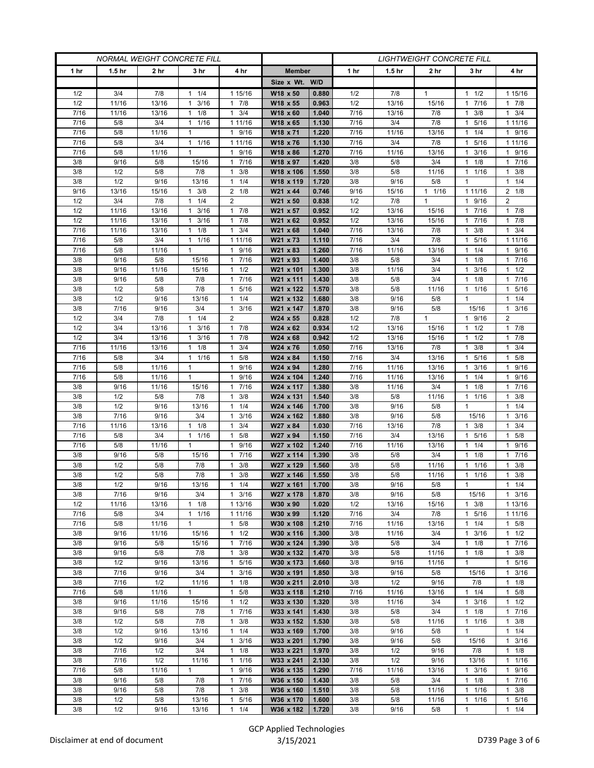| NORMAL WEIGHT CONCRETE FILL | | | | | | | LIGHTWEIGHT CONCRETE FILL | | | | |
|---|---|---|---|---|---|---|---|---|---|---|---|
| 1 hr | 1.5 hr | 2 hr | 3 hr | 4 hr | Member | | 1 hr | 1.5 hr | 2 hr | 3 hr | 4 hr |
| | | | | | Size x Wt. | W/D | | | | | |
| 1/2 | 3/4 | 7/8 | 1 1/4 | 1 15/16 | W18 x 50 | 0.880 | 1/2 | 7/8 | 1 | 1 1/2 | 1 15/16 |
| 1/2 | 11/16 | 13/16 | 1 3/16 | 1 7/8 | W18 x 55 | 0.963 | 1/2 | 13/16 | 15/16 | 1 7/16 | 1 7/8 |
| 7/16 | 11/16 | 13/16 | 1 1/8 | 1 3/4 | W18 x 60 | 1.040 | 7/16 | 13/16 | 7/8 | 1 3/8 | 1 3/4 |
| 7/16 | 5/8 | 3/4 | 1 1/16 | 1 11/16 | W18 x 65 | 1.130 | 7/16 | 3/4 | 7/8 | 1 5/16 | 1 11/16 |
| 7/16 | 5/8 | 11/16 | 1 | 1 9/16 | W18 x 71 | 1.220 | 7/16 | 11/16 | 13/16 | 1 1/4 | 1 9/16 |
| 7/16 | 5/8 | 3/4 | 1 1/16 | 1 11/16 | W18 x 76 | 1.130 | 7/16 | 3/4 | 7/8 | 1 5/16 | 1 11/16 |
| 7/16 | 5/8 | 11/16 | 1 | 1 9/16 | W18 x 86 | 1.270 | 7/16 | 11/16 | 13/16 | 1 3/16 | 1 9/16 |
| 3/8 | 9/16 | 5/8 | 15/16 | 1 7/16 | W18 x 97 | 1.420 | 3/8 | 5/8 | 3/4 | 1 1/8 | 1 7/16 |
| 3/8 | 1/2 | 5/8 | 7/8 | 1 3/8 | W18 x 106 | 1.550 | 3/8 | 5/8 | 11/16 | 1 1/16 | 1 3/8 |
| 3/8 | 1/2 | 9/16 | 13/16 | 1 1/4 | W18 x 119 | 1.720 | 3/8 | 9/16 | 5/8 | 1 | 1 1/4 |
| 9/16 | 13/16 | 15/16 | 1 3/8 | 2 1/8 | W21 x 44 | 0.746 | 9/16 | 15/16 | 1 1/16 | 1 11/16 | 2 1/8 |
| 1/2 | 3/4 | 7/8 | 1 1/4 | 2 | W21 x 50 | 0.838 | 1/2 | 7/8 | 1 | 1 9/16 | 2 |
| 1/2 | 11/16 | 13/16 | 1 3/16 | 1 7/8 | W21 x 57 | 0.952 | 1/2 | 13/16 | 15/16 | 1 7/16 | 1 7/8 |
| 1/2 | 11/16 | 13/16 | 1 3/16 | 1 7/8 | W21 x 62 | 0.952 | 1/2 | 13/16 | 15/16 | 1 7/16 | 1 7/8 |
| 7/16 | 11/16 | 13/16 | 1 1/8 | 1 3/4 | W21 x 68 | 1.040 | 7/16 | 13/16 | 7/8 | 1 3/8 | 1 3/4 |
| 7/16 | 5/8 | 3/4 | 1 1/16 | 1 11/16 | W21 x 73 | 1.110 | 7/16 | 3/4 | 7/8 | 1 5/16 | 1 11/16 |
| 7/16 | 5/8 | 11/16 | 1 | 1 9/16 | W21 x 83 | 1.260 | 7/16 | 11/16 | 13/16 | 1 1/4 | 1 9/16 |
| 3/8 | 9/16 | 5/8 | 15/16 | 1 7/16 | W21 x 93 | 1.400 | 3/8 | 5/8 | 3/4 | 1 1/8 | 1 7/16 |
| 3/8 | 9/16 | 11/16 | 15/16 | 1 1/2 | W21 x 101 | 1.300 | 3/8 | 11/16 | 3/4 | 1 3/16 | 1 1/2 |
| 3/8 | 9/16 | 5/8 | 7/8 | 1 7/16 | W21 x 111 | 1.430 | 3/8 | 5/8 | 3/4 | 1 1/8 | 1 7/16 |
| 3/8 | 1/2 | 5/8 | 7/8 | 1 5/16 | W21 x 122 | 1.570 | 3/8 | 5/8 | 11/16 | 1 1/16 | 1 5/16 |
| 3/8 | 1/2 | 9/16 | 13/16 | 1 1/4 | W21 x 132 | 1.680 | 3/8 | 9/16 | 5/8 | 1 | 1 1/4 |
| 3/8 | 7/16 | 9/16 | 3/4 | 1 3/16 | W21 x 147 | 1.870 | 3/8 | 9/16 | 5/8 | 15/16 | 1 3/16 |
| 1/2 | 3/4 | 7/8 | 1 1/4 | 2 | W24 x 55 | 0.828 | 1/2 | 7/8 | 1 | 1 9/16 | 2 |
| 1/2 | 3/4 | 13/16 | 1 3/16 | 1 7/8 | W24 x 62 | 0.934 | 1/2 | 13/16 | 15/16 | 1 1/2 | 1 7/8 |
| 1/2 | 3/4 | 13/16 | 1 3/16 | 1 7/8 | W24 x 68 | 0.942 | 1/2 | 13/16 | 15/16 | 1 1/2 | 1 7/8 |
| 7/16 | 11/16 | 13/16 | 1 1/8 | 1 3/4 | W24 x 76 | 1.050 | 7/16 | 13/16 | 7/8 | 1 3/8 | 1 3/4 |
| 7/16 | 5/8 | 3/4 | 1 1/16 | 1 5/8 | W24 x 84 | 1.150 | 7/16 | 3/4 | 13/16 | 1 5/16 | 1 5/8 |
| 7/16 | 5/8 | 11/16 | 1 | 1 9/16 | W24 x 94 | 1.280 | 7/16 | 11/16 | 13/16 | 1 3/16 | 1 9/16 |
| 7/16 | 5/8 | 11/16 | 1 | 1 9/16 | W24 x 104 | 1.240 | 7/16 | 11/16 | 13/16 | 1 1/4 | 1 9/16 |
| 3/8 | 9/16 | 11/16 | 15/16 | 1 7/16 | W24 x 117 | 1.380 | 3/8 | 11/16 | 3/4 | 1 1/8 | 1 7/16 |
| 3/8 | 1/2 | 5/8 | 7/8 | 1 3/8 | W24 x 131 | 1.540 | 3/8 | 5/8 | 11/16 | 1 1/16 | 1 3/8 |
| 3/8 | 1/2 | 9/16 | 13/16 | 1 1/4 | W24 x 146 | 1.700 | 3/8 | 9/16 | 5/8 | 1 | 1 1/4 |
| 3/8 | 7/16 | 9/16 | 3/4 | 1 3/16 | W24 x 162 | 1.880 | 3/8 | 9/16 | 5/8 | 15/16 | 1 3/16 |
| 7/16 | 11/16 | 13/16 | 1 1/8 | 1 3/4 | W27 x 84 | 1.030 | 7/16 | 13/16 | 7/8 | 1 3/8 | 1 3/4 |
| 7/16 | 5/8 | 3/4 | 1 1/16 | 1 5/8 | W27 x 94 | 1.150 | 7/16 | 3/4 | 13/16 | 1 5/16 | 1 5/8 |
| 7/16 | 5/8 | 11/16 | 1 | 1 9/16 | W27 x 102 | 1.240 | 7/16 | 11/16 | 13/16 | 1 1/4 | 1 9/16 |
| 3/8 | 9/16 | 5/8 | 15/16 | 1 7/16 | W27 x 114 | 1.390 | 3/8 | 5/8 | 3/4 | 1 1/8 | 1 7/16 |
| 3/8 | 1/2 | 5/8 | 7/8 | 1 3/8 | W27 x 129 | 1.560 | 3/8 | 5/8 | 11/16 | 1 1/16 | 1 3/8 |
| 3/8 | 1/2 | 5/8 | 7/8 | 1 3/8 | W27 x 146 | 1.550 | 3/8 | 5/8 | 11/16 | 1 1/16 | 1 3/8 |
| 3/8 | 1/2 | 9/16 | 13/16 | 1 1/4 | W27 x 161 | 1.700 | 3/8 | 9/16 | 5/8 | 1 | 1 1/4 |
| 3/8 | 7/16 | 9/16 | 3/4 | 1 3/16 | W27 x 178 | 1.870 | 3/8 | 9/16 | 5/8 | 15/16 | 1 3/16 |
| 1/2 | 11/16 | 13/16 | 1 1/8 | 1 13/16 | W30 x 90 | 1.020 | 1/2 | 13/16 | 15/16 | 1 3/8 | 1 13/16 |
| 7/16 | 5/8 | 3/4 | 1 1/16 | 1 11/16 | W30 x 99 | 1.120 | 7/16 | 3/4 | 7/8 | 1 5/16 | 1 11/16 |
| 7/16 | 5/8 | 11/16 | 1 | 1 5/8 | W30 x 108 | 1.210 | 7/16 | 11/16 | 13/16 | 1 1/4 | 1 5/8 |
| 3/8 | 9/16 | 11/16 | 15/16 | 1 1/2 | W30 x 116 | 1.300 | 3/8 | 11/16 | 3/4 | 1 3/16 | 1 1/2 |
| 3/8 | 9/16 | 5/8 | 15/16 | 1 7/16 | W30 x 124 | 1.390 | 3/8 | 5/8 | 3/4 | 1 1/8 | 1 7/16 |
| 3/8 | 9/16 | 5/8 | 7/8 | 1 3/8 | W30 x 132 | 1.470 | 3/8 | 5/8 | 11/16 | 1 1/8 | 1 3/8 |
| 3/8 | 1/2 | 9/16 | 13/16 | 1 5/16 | W30 x 173 | 1.660 | 3/8 | 9/16 | 11/16 | 1 | 1 5/16 |
| 3/8 | 7/16 | 9/16 | 3/4 | 1 3/16 | W30 x 191 | 1.850 | 3/8 | 9/16 | 5/8 | 15/16 | 1 3/16 |
| 3/8 | 7/16 | 1/2 | 11/16 | 1 1/8 | W30 x 211 | 2.010 | 3/8 | 1/2 | 9/16 | 7/8 | 1 1/8 |
| 7/16 | 5/8 | 11/16 | 1 | 1 5/8 | W33 x 118 | 1.210 | 7/16 | 11/16 | 13/16 | 1 1/4 | 1 5/8 |
| 3/8 | 9/16 | 11/16 | 15/16 | 1 1/2 | W33 x 130 | 1.320 | 3/8 | 11/16 | 3/4 | 1 3/16 | 1 1/2 |
| 3/8 | 9/16 | 5/8 | 7/8 | 1 7/16 | W33 x 141 | 1.430 | 3/8 | 5/8 | 3/4 | 1 1/8 | 1 7/16 |
| 3/8 | 1/2 | 5/8 | 7/8 | 1 3/8 | W33 x 152 | 1.530 | 3/8 | 5/8 | 11/16 | 1 1/16 | 1 3/8 |
| 3/8 | 1/2 | 9/16 | 13/16 | 1 1/4 | W33 x 169 | 1.700 | 3/8 | 9/16 | 5/8 | 1 | 1 1/4 |
| 3/8 | 1/2 | 9/16 | 3/4 | 1 3/16 | W33 x 201 | 1.790 | 3/8 | 9/16 | 5/8 | 15/16 | 1 3/16 |
| 3/8 | 7/16 | 1/2 | 3/4 | 1 1/8 | W33 x 221 | 1.970 | 3/8 | 1/2 | 9/16 | 7/8 | 1 1/8 |
| 3/8 | 7/16 | 1/2 | 11/16 | 1 1/16 | W33 x 241 | 2.130 | 3/8 | 1/2 | 9/16 | 13/16 | 1 1/16 |
| 7/16 | 5/8 | 11/16 | 1 | 1 9/16 | W36 x 135 | 1.290 | 7/16 | 11/16 | 13/16 | 1 3/16 | 1 9/16 |
| 3/8 | 9/16 | 5/8 | 7/8 | 1 7/16 | W36 x 150 | 1.430 | 3/8 | 5/8 | 3/4 | 1 1/8 | 1 7/16 |
| 3/8 | 9/16 | 5/8 | 7/8 | 1 3/8 | W36 x 160 | 1.510 | 3/8 | 5/8 | 11/16 | 1 1/16 | 1 3/8 |
| 3/8 | 1/2 | 5/8 | 13/16 | 1 5/16 | W36 x 170 | 1.600 | 3/8 | 5/8 | 11/16 | 1 1/16 | 1 5/16 |
| 3/8 | 1/2 | 9/16 | 13/16 | 1 1/4 | W36 x 182 | 1.720 | 3/8 | 9/16 | 5/8 | 1 | 1 1/4 |

Disclaimer at end of document

GCP Applied Technologies
3/15/2021

D739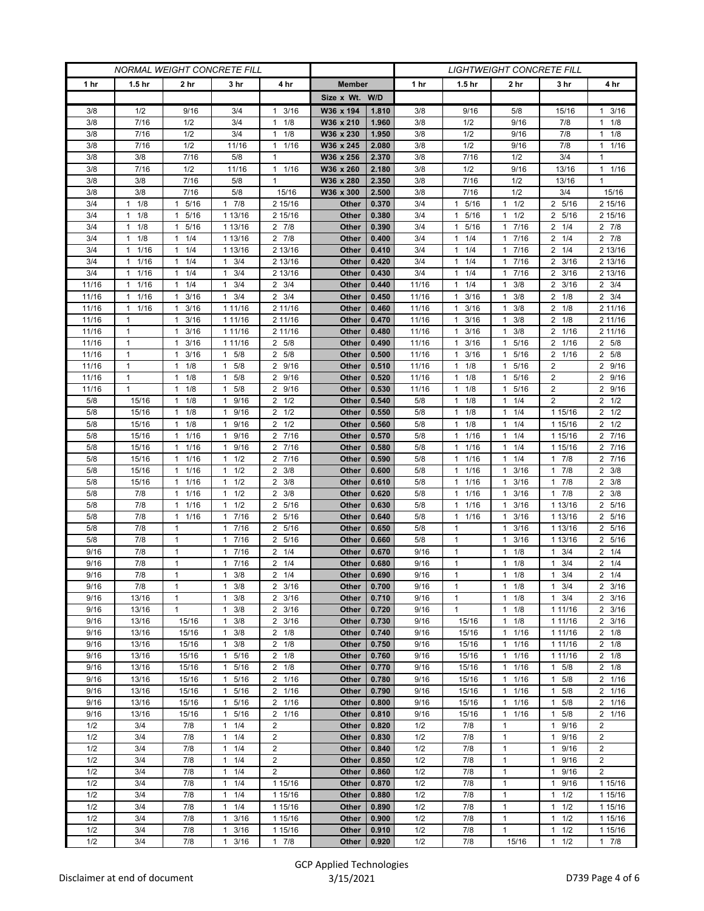| NORMAL WEIGHT CONCRETE FILL | | | | | | | LIGHTWEIGHT CONCRETE FILL | | | | |
|---|---|---|---|---|---|---|---|---|---|---|---|
| 1 hr | 1.5 hr | 2 hr | 3 hr | 4 hr | Member | | 1 hr | 1.5 hr | 2 hr | 3 hr | 4 hr |
| | | | | | Size x Wt. | W/D | | | | | |
| 3/8 | 1/2 | 9/16 | 3/4 | 1 3/16 | W36 x 194 | 1.810 | 3/8 | 9/16 | 5/8 | 15/16 | 1 3/16 |
| 3/8 | 7/16 | 1/2 | 3/4 | 1 1/8 | W36 x 210 | 1.960 | 3/8 | 1/2 | 9/16 | 7/8 | 1 1/8 |
| 3/8 | 7/16 | 1/2 | 3/4 | 1 1/8 | W36 x 230 | 1.950 | 3/8 | 1/2 | 9/16 | 7/8 | 1 1/8 |
| 3/8 | 7/16 | 1/2 | 11/16 | 1 1/16 | W36 x 245 | 2.080 | 3/8 | 1/2 | 9/16 | 7/8 | 1 1/16 |
| 3/8 | 3/8 | 7/16 | 5/8 | 1 | W36 x 256 | 2.370 | 3/8 | 7/16 | 1/2 | 3/4 | 1 |
| 3/8 | 7/16 | 1/2 | 11/16 | 1 1/16 | W36 x 260 | 2.180 | 3/8 | 1/2 | 9/16 | 13/16 | 1 1/16 |
| 3/8 | 3/8 | 7/16 | 5/8 | 1 | W36 x 280 | 2.350 | 3/8 | 7/16 | 1/2 | 13/16 | 1 |
| 3/8 | 3/8 | 7/16 | 5/8 | 15/16 | W36 x 300 | 2.500 | 3/8 | 7/16 | 1/2 | 3/4 | 15/16 |
| 3/4 | 1 1/8 | 1 5/16 | 1 7/8 | 2 15/16 | Other | 0.370 | 3/4 | 1 5/16 | 1 1/2 | 2 5/16 | 2 15/16 |
| 3/4 | 1 1/8 | 1 5/16 | 1 13/16 | 2 15/16 | Other | 0.380 | 3/4 | 1 5/16 | 1 1/2 | 2 5/16 | 2 15/16 |
| 3/4 | 1 1/8 | 1 5/16 | 1 13/16 | 2 7/8 | Other | 0.390 | 3/4 | 1 5/16 | 1 7/16 | 2 1/4 | 2 7/8 |
| 3/4 | 1 1/8 | 1 1/4 | 1 13/16 | 2 7/8 | Other | 0.400 | 3/4 | 1 1/4 | 1 7/16 | 2 1/4 | 2 7/8 |
| 3/4 | 1 1/16 | 1 1/4 | 1 13/16 | 2 13/16 | Other | 0.410 | 3/4 | 1 1/4 | 1 7/16 | 2 1/4 | 2 13/16 |
| 3/4 | 1 1/16 | 1 1/4 | 1 3/4 | 2 13/16 | Other | 0.420 | 3/4 | 1 1/4 | 1 7/16 | 2 3/16 | 2 13/16 |
| 3/4 | 1 1/16 | 1 1/4 | 1 3/4 | 2 13/16 | Other | 0.430 | 3/4 | 1 1/4 | 1 7/16 | 2 3/16 | 2 13/16 |
| 11/16 | 1 1/16 | 1 1/4 | 1 3/4 | 2 3/4 | Other | 0.440 | 11/16 | 1 1/4 | 1 3/8 | 2 3/16 | 2 3/4 |
| 11/16 | 1 1/16 | 1 3/16 | 1 3/4 | 2 3/4 | Other | 0.450 | 11/16 | 1 3/16 | 1 3/8 | 2 1/8 | 2 3/4 |
| 11/16 | 1 1/16 | 1 3/16 | 1 11/16 | 2 11/16 | Other | 0.460 | 11/16 | 1 3/16 | 1 3/8 | 2 1/8 | 2 11/16 |
| 11/16 | 1 | 1 3/16 | 1 11/16 | 2 11/16 | Other | 0.470 | 11/16 | 1 3/16 | 1 3/8 | 2 1/8 | 2 11/16 |
| 11/16 | 1 | 1 3/16 | 1 11/16 | 2 11/16 | Other | 0.480 | 11/16 | 1 3/16 | 1 3/8 | 2 1/16 | 2 11/16 |
| 11/16 | 1 | 1 3/16 | 1 11/16 | 2 5/8 | Other | 0.490 | 11/16 | 1 3/16 | 1 5/16 | 2 1/16 | 2 5/8 |
| 11/16 | 1 | 1 3/16 | 1 5/8 | 2 5/8 | Other | 0.500 | 11/16 | 1 3/16 | 1 5/16 | 2 1/16 | 2 5/8 |
| 11/16 | 1 | 1 1/8 | 1 5/8 | 2 9/16 | Other | 0.510 | 11/16 | 1 1/8 | 1 5/16 | 2 | 2 9/16 |
| 11/16 | 1 | 1 1/8 | 1 5/8 | 2 9/16 | Other | 0.520 | 11/16 | 1 1/8 | 1 5/16 | 2 | 2 9/16 |
| 11/16 | 1 | 1 1/8 | 1 5/8 | 2 9/16 | Other | 0.530 | 11/16 | 1 1/8 | 1 5/16 | 2 | 2 9/16 |
| 5/8 | 15/16 | 1 1/8 | 1 9/16 | 2 1/2 | Other | 0.540 | 5/8 | 1 1/8 | 1 1/4 | 2 | 2 1/2 |
| 5/8 | 15/16 | 1 1/8 | 1 9/16 | 2 1/2 | Other | 0.550 | 5/8 | 1 1/8 | 1 1/4 | 1 15/16 | 2 1/2 |
| 5/8 | 15/16 | 1 1/8 | 1 9/16 | 2 1/2 | Other | 0.560 | 5/8 | 1 1/8 | 1 1/4 | 1 15/16 | 2 1/2 |
| 5/8 | 15/16 | 1 1/16 | 1 9/16 | 2 7/16 | Other | 0.570 | 5/8 | 1 1/16 | 1 1/4 | 1 15/16 | 2 7/16 |
| 5/8 | 15/16 | 1 1/16 | 1 9/16 | 2 7/16 | Other | 0.580 | 5/8 | 1 1/16 | 1 1/4 | 1 15/16 | 2 7/16 |
| 5/8 | 15/16 | 1 1/16 | 1 1/2 | 2 7/16 | Other | 0.590 | 5/8 | 1 1/16 | 1 1/4 | 1 7/8 | 2 7/16 |
| 5/8 | 15/16 | 1 1/16 | 1 1/2 | 2 3/8 | Other | 0.600 | 5/8 | 1 1/16 | 1 3/16 | 1 7/8 | 2 3/8 |
| 5/8 | 15/16 | 1 1/16 | 1 1/2 | 2 3/8 | Other | 0.610 | 5/8 | 1 1/16 | 1 3/16 | 1 7/8 | 2 3/8 |
| 5/8 | 7/8 | 1 1/16 | 1 1/2 | 2 3/8 | Other | 0.620 | 5/8 | 1 1/16 | 1 3/16 | 1 7/8 | 2 3/8 |
| 5/8 | 7/8 | 1 1/16 | 1 1/2 | 2 5/16 | Other | 0.630 | 5/8 | 1 1/16 | 1 3/16 | 1 13/16 | 2 5/16 |
| 5/8 | 7/8 | 1 1/16 | 1 7/16 | 2 5/16 | Other | 0.640 | 5/8 | 1 1/16 | 1 3/16 | 1 13/16 | 2 5/16 |
| 5/8 | 7/8 | 1 | 1 7/16 | 2 5/16 | Other | 0.650 | 5/8 | 1 | 1 3/16 | 1 13/16 | 2 5/16 |
| 5/8 | 7/8 | 1 | 1 7/16 | 2 5/16 | Other | 0.660 | 5/8 | 1 | 1 3/16 | 1 13/16 | 2 5/16 |
| 9/16 | 7/8 | 1 | 1 7/16 | 2 1/4 | Other | 0.670 | 9/16 | 1 | 1 1/8 | 1 3/4 | 2 1/4 |
| 9/16 | 7/8 | 1 | 1 7/16 | 2 1/4 | Other | 0.680 | 9/16 | 1 | 1 1/8 | 1 3/4 | 2 1/4 |
| 9/16 | 7/8 | 1 | 1 3/8 | 2 1/4 | Other | 0.690 | 9/16 | 1 | 1 1/8 | 1 3/4 | 2 1/4 |
| 9/16 | 7/8 | 1 | 1 3/8 | 2 3/16 | Other | 0.700 | 9/16 | 1 | 1 1/8 | 1 3/4 | 2 3/16 |
| 9/16 | 13/16 | 1 | 1 3/8 | 2 3/16 | Other | 0.710 | 9/16 | 1 | 1 1/8 | 1 3/4 | 2 3/16 |
| 9/16 | 13/16 | 1 | 1 3/8 | 2 3/16 | Other | 0.720 | 9/16 | 1 | 1 1/8 | 1 11/16 | 2 3/16 |
| 9/16 | 13/16 | 15/16 | 1 3/8 | 2 3/16 | Other | 0.730 | 9/16 | 15/16 | 1 1/8 | 1 11/16 | 2 3/16 |
| 9/16 | 13/16 | 15/16 | 1 3/8 | 2 1/8 | Other | 0.740 | 9/16 | 15/16 | 1 1/16 | 1 11/16 | 2 1/8 |
| 9/16 | 13/16 | 15/16 | 1 3/8 | 2 1/8 | Other | 0.750 | 9/16 | 15/16 | 1 1/16 | 1 11/16 | 2 1/8 |
| 9/16 | 13/16 | 15/16 | 1 5/16 | 2 1/8 | Other | 0.760 | 9/16 | 15/16 | 1 1/16 | 1 11/16 | 2 1/8 |
| 9/16 | 13/16 | 15/16 | 1 5/16 | 2 1/8 | Other | 0.770 | 9/16 | 15/16 | 1 1/16 | 1 5/8 | 2 1/8 |
| 9/16 | 13/16 | 15/16 | 1 5/16 | 2 1/16 | Other | 0.780 | 9/16 | 15/16 | 1 1/16 | 1 5/8 | 2 1/16 |
| 9/16 | 13/16 | 15/16 | 1 5/16 | 2 1/16 | Other | 0.790 | 9/16 | 15/16 | 1 1/16 | 1 5/8 | 2 1/16 |
| 9/16 | 13/16 | 15/16 | 1 5/16 | 2 1/16 | Other | 0.800 | 9/16 | 15/16 | 1 1/16 | 1 5/8 | 2 1/16 |
| 9/16 | 13/16 | 15/16 | 1 5/16 | 2 1/16 | Other | 0.810 | 9/16 | 15/16 | 1 1/16 | 1 5/8 | 2 1/16 |
| 1/2 | 3/4 | 7/8 | 1 1/4 | 2 | Other | 0.820 | 1/2 | 7/8 | 1 | 1 9/16 | 2 |
| 1/2 | 3/4 | 7/8 | 1 1/4 | 2 | Other | 0.830 | 1/2 | 7/8 | 1 | 1 9/16 | 2 |
| 1/2 | 3/4 | 7/8 | 1 1/4 | 2 | Other | 0.840 | 1/2 | 7/8 | 1 | 1 9/16 | 2 |
| 1/2 | 3/4 | 7/8 | 1 1/4 | 2 | Other | 0.850 | 1/2 | 7/8 | 1 | 1 9/16 | 2 |
| 1/2 | 3/4 | 7/8 | 1 1/4 | 2 | Other | 0.860 | 1/2 | 7/8 | 1 | 1 9/16 | 2 |
| 1/2 | 3/4 | 7/8 | 1 1/4 | 1 15/16 | Other | 0.870 | 1/2 | 7/8 | 1 | 1 9/16 | 1 15/16 |
| 1/2 | 3/4 | 7/8 | 1 1/4 | 1 15/16 | Other | 0.880 | 1/2 | 7/8 | 1 | 1 1/2 | 1 15/16 |
| 1/2 | 3/4 | 7/8 | 1 1/4 | 1 15/16 | Other | 0.890 | 1/2 | 7/8 | 1 | 1 1/2 | 1 15/16 |
| 1/2 | 3/4 | 7/8 | 1 3/16 | 1 15/16 | Other | 0.900 | 1/2 | 7/8 | 1 | 1 1/2 | 1 15/16 |
| 1/2 | 3/4 | 7/8 | 1 3/16 | 1 15/16 | Other | 0.910 | 1/2 | 7/8 | 1 | 1 1/2 | 1 15/16 |
| 1/2 | 3/4 | 7/8 | 1 3/16 | 1 7/8 | Other | 0.920 | 1/2 | 7/8 | 15/16 | 1 1/2 | 1 7/8 |

Disclaimer at end of document

GCP Applied Technologies
3/15/2021

D739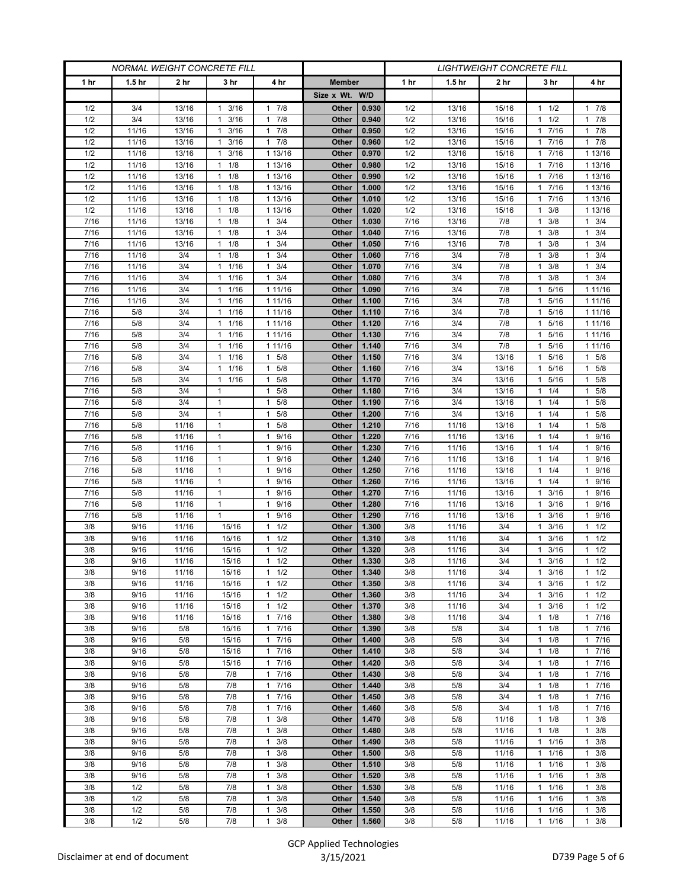| NORMAL WEIGHT CONCRETE FILL | | | | | | | LIGHTWEIGHT CONCRETE FILL | | | | |
|---|---|---|---|---|---|---|---|---|---|---|---|
| 1 hr | 1.5 hr | 2 hr | 3 hr | 4 hr | Member | | 1 hr | 1.5 hr | 2 hr | 3 hr | 4 hr |
| | | | | | Size x Wt. | W/D | | | | | |
| 1/2 | 3/4 | 13/16 | 1 3/16 | 1 7/8 | Other | 0.930 | 1/2 | 13/16 | 15/16 | 1 1/2 | 1 7/8 |
| 1/2 | 3/4 | 13/16 | 1 3/16 | 1 7/8 | Other | 0.940 | 1/2 | 13/16 | 15/16 | 1 1/2 | 1 7/8 |
| 1/2 | 11/16 | 13/16 | 1 3/16 | 1 7/8 | Other | 0.950 | 1/2 | 13/16 | 15/16 | 1 7/16 | 1 7/8 |
| 1/2 | 11/16 | 13/16 | 1 3/16 | 1 7/8 | Other | 0.960 | 1/2 | 13/16 | 15/16 | 1 7/16 | 1 7/8 |
| 1/2 | 11/16 | 13/16 | 1 3/16 | 1 13/16 | Other | 0.970 | 1/2 | 13/16 | 15/16 | 1 7/16 | 1 13/16 |
| 1/2 | 11/16 | 13/16 | 1 1/8 | 1 13/16 | Other | 0.980 | 1/2 | 13/16 | 15/16 | 1 7/16 | 1 13/16 |
| 1/2 | 11/16 | 13/16 | 1 1/8 | 1 13/16 | Other | 0.990 | 1/2 | 13/16 | 15/16 | 1 7/16 | 1 13/16 |
| 1/2 | 11/16 | 13/16 | 1 1/8 | 1 13/16 | Other | 1.000 | 1/2 | 13/16 | 15/16 | 1 7/16 | 1 13/16 |
| 1/2 | 11/16 | 13/16 | 1 1/8 | 1 13/16 | Other | 1.010 | 1/2 | 13/16 | 15/16 | 1 7/16 | 1 13/16 |
| 1/2 | 11/16 | 13/16 | 1 1/8 | 1 13/16 | Other | 1.020 | 1/2 | 13/16 | 15/16 | 1 3/8 | 1 13/16 |
| 7/16 | 11/16 | 13/16 | 1 1/8 | 1 3/4 | Other | 1.030 | 7/16 | 13/16 | 7/8 | 1 3/8 | 1 3/4 |
| 7/16 | 11/16 | 13/16 | 1 1/8 | 1 3/4 | Other | 1.040 | 7/16 | 13/16 | 7/8 | 1 3/8 | 1 3/4 |
| 7/16 | 11/16 | 13/16 | 1 1/8 | 1 3/4 | Other | 1.050 | 7/16 | 13/16 | 7/8 | 1 3/8 | 1 3/4 |
| 7/16 | 11/16 | 3/4 | 1 1/8 | 1 3/4 | Other | 1.060 | 7/16 | 3/4 | 7/8 | 1 3/8 | 1 3/4 |
| 7/16 | 11/16 | 3/4 | 1 1/16 | 1 3/4 | Other | 1.070 | 7/16 | 3/4 | 7/8 | 1 3/8 | 1 3/4 |
| 7/16 | 11/16 | 3/4 | 1 1/16 | 1 3/4 | Other | 1.080 | 7/16 | 3/4 | 7/8 | 1 3/8 | 1 3/4 |
| 7/16 | 11/16 | 3/4 | 1 1/16 | 1 11/16 | Other | 1.090 | 7/16 | 3/4 | 7/8 | 1 5/16 | 1 11/16 |
| 7/16 | 11/16 | 3/4 | 1 1/16 | 1 11/16 | Other | 1.100 | 7/16 | 3/4 | 7/8 | 1 5/16 | 1 11/16 |
| 7/16 | 5/8 | 3/4 | 1 1/16 | 1 11/16 | Other | 1.110 | 7/16 | 3/4 | 7/8 | 1 5/16 | 1 11/16 |
| 7/16 | 5/8 | 3/4 | 1 1/16 | 1 11/16 | Other | 1.120 | 7/16 | 3/4 | 7/8 | 1 5/16 | 1 11/16 |
| 7/16 | 5/8 | 3/4 | 1 1/16 | 1 11/16 | Other | 1.130 | 7/16 | 3/4 | 7/8 | 1 5/16 | 1 11/16 |
| 7/16 | 5/8 | 3/4 | 1 1/16 | 1 11/16 | Other | 1.140 | 7/16 | 3/4 | 7/8 | 1 5/16 | 1 11/16 |
| 7/16 | 5/8 | 3/4 | 1 1/16 | 1 5/8 | Other | 1.150 | 7/16 | 3/4 | 13/16 | 1 5/16 | 1 5/8 |
| 7/16 | 5/8 | 3/4 | 1 1/16 | 1 5/8 | Other | 1.160 | 7/16 | 3/4 | 13/16 | 1 5/16 | 1 5/8 |
| 7/16 | 5/8 | 3/4 | 1 1/16 | 1 5/8 | Other | 1.170 | 7/16 | 3/4 | 13/16 | 1 5/16 | 1 5/8 |
| 7/16 | 5/8 | 3/4 | 1 | 1 5/8 | Other | 1.180 | 7/16 | 3/4 | 13/16 | 1 1/4 | 1 5/8 |
| 7/16 | 5/8 | 3/4 | 1 | 1 5/8 | Other | 1.190 | 7/16 | 3/4 | 13/16 | 1 1/4 | 1 5/8 |
| 7/16 | 5/8 | 3/4 | 1 | 1 5/8 | Other | 1.200 | 7/16 | 3/4 | 13/16 | 1 1/4 | 1 5/8 |
| 7/16 | 5/8 | 11/16 | 1 | 1 5/8 | Other | 1.210 | 7/16 | 11/16 | 13/16 | 1 1/4 | 1 5/8 |
| 7/16 | 5/8 | 11/16 | 1 | 1 9/16 | Other | 1.220 | 7/16 | 11/16 | 13/16 | 1 1/4 | 1 9/16 |
| 7/16 | 5/8 | 11/16 | 1 | 1 9/16 | Other | 1.230 | 7/16 | 11/16 | 13/16 | 1 1/4 | 1 9/16 |
| 7/16 | 5/8 | 11/16 | 1 | 1 9/16 | Other | 1.240 | 7/16 | 11/16 | 13/16 | 1 1/4 | 1 9/16 |
| 7/16 | 5/8 | 11/16 | 1 | 1 9/16 | Other | 1.250 | 7/16 | 11/16 | 13/16 | 1 1/4 | 1 9/16 |
| 7/16 | 5/8 | 11/16 | 1 | 1 9/16 | Other | 1.260 | 7/16 | 11/16 | 13/16 | 1 1/4 | 1 9/16 |
| 7/16 | 5/8 | 11/16 | 1 | 1 9/16 | Other | 1.270 | 7/16 | 11/16 | 13/16 | 1 3/16 | 1 9/16 |
| 7/16 | 5/8 | 11/16 | 1 | 1 9/16 | Other | 1.280 | 7/16 | 11/16 | 13/16 | 1 3/16 | 1 9/16 |
| 7/16 | 5/8 | 11/16 | 1 | 1 9/16 | Other | 1.290 | 7/16 | 11/16 | 13/16 | 1 3/16 | 1 9/16 |
| 3/8 | 9/16 | 11/16 | 15/16 | 1 1/2 | Other | 1.300 | 3/8 | 11/16 | 3/4 | 1 3/16 | 1 1/2 |
| 3/8 | 9/16 | 11/16 | 15/16 | 1 1/2 | Other | 1.310 | 3/8 | 11/16 | 3/4 | 1 3/16 | 1 1/2 |
| 3/8 | 9/16 | 11/16 | 15/16 | 1 1/2 | Other | 1.320 | 3/8 | 11/16 | 3/4 | 1 3/16 | 1 1/2 |
| 3/8 | 9/16 | 11/16 | 15/16 | 1 1/2 | Other | 1.330 | 3/8 | 11/16 | 3/4 | 1 3/16 | 1 1/2 |
| 3/8 | 9/16 | 11/16 | 15/16 | 1 1/2 | Other | 1.340 | 3/8 | 11/16 | 3/4 | 1 3/16 | 1 1/2 |
| 3/8 | 9/16 | 11/16 | 15/16 | 1 1/2 | Other | 1.350 | 3/8 | 11/16 | 3/4 | 1 3/16 | 1 1/2 |
| 3/8 | 9/16 | 11/16 | 15/16 | 1 1/2 | Other | 1.360 | 3/8 | 11/16 | 3/4 | 1 3/16 | 1 1/2 |
| 3/8 | 9/16 | 11/16 | 15/16 | 1 1/2 | Other | 1.370 | 3/8 | 11/16 | 3/4 | 1 3/16 | 1 1/2 |
| 3/8 | 9/16 | 11/16 | 15/16 | 1 7/16 | Other | 1.380 | 3/8 | 11/16 | 3/4 | 1 1/8 | 1 7/16 |
| 3/8 | 9/16 | 5/8 | 15/16 | 1 7/16 | Other | 1.390 | 3/8 | 5/8 | 3/4 | 1 1/8 | 1 7/16 |
| 3/8 | 9/16 | 5/8 | 15/16 | 1 7/16 | Other | 1.400 | 3/8 | 5/8 | 3/4 | 1 1/8 | 1 7/16 |
| 3/8 | 9/16 | 5/8 | 15/16 | 1 7/16 | Other | 1.410 | 3/8 | 5/8 | 3/4 | 1 1/8 | 1 7/16 |
| 3/8 | 9/16 | 5/8 | 15/16 | 1 7/16 | Other | 1.420 | 3/8 | 5/8 | 3/4 | 1 1/8 | 1 7/16 |
| 3/8 | 9/16 | 5/8 | 7/8 | 1 7/16 | Other | 1.430 | 3/8 | 5/8 | 3/4 | 1 1/8 | 1 7/16 |
| 3/8 | 9/16 | 5/8 | 7/8 | 1 7/16 | Other | 1.440 | 3/8 | 5/8 | 3/4 | 1 1/8 | 1 7/16 |
| 3/8 | 9/16 | 5/8 | 7/8 | 1 7/16 | Other | 1.450 | 3/8 | 5/8 | 3/4 | 1 1/8 | 1 7/16 |
| 3/8 | 9/16 | 5/8 | 7/8 | 1 7/16 | Other | 1.460 | 3/8 | 5/8 | 3/4 | 1 1/8 | 1 7/16 |
| 3/8 | 9/16 | 5/8 | 7/8 | 1 3/8 | Other | 1.470 | 3/8 | 5/8 | 11/16 | 1 1/8 | 1 3/8 |
| 3/8 | 9/16 | 5/8 | 7/8 | 1 3/8 | Other | 1.480 | 3/8 | 5/8 | 11/16 | 1 1/8 | 1 3/8 |
| 3/8 | 9/16 | 5/8 | 7/8 | 1 3/8 | Other | 1.490 | 3/8 | 5/8 | 11/16 | 1 1/16 | 1 3/8 |
| 3/8 | 9/16 | 5/8 | 7/8 | 1 3/8 | Other | 1.500 | 3/8 | 5/8 | 11/16 | 1 1/16 | 1 3/8 |
| 3/8 | 9/16 | 5/8 | 7/8 | 1 3/8 | Other | 1.510 | 3/8 | 5/8 | 11/16 | 1 1/16 | 1 3/8 |
| 3/8 | 9/16 | 5/8 | 7/8 | 1 3/8 | Other | 1.520 | 3/8 | 5/8 | 11/16 | 1 1/16 | 1 3/8 |
| 3/8 | 1/2 | 5/8 | 7/8 | 1 3/8 | Other | 1.530 | 3/8 | 5/8 | 11/16 | 1 1/16 | 1 3/8 |
| 3/8 | 1/2 | 5/8 | 7/8 | 1 3/8 | Other | 1.540 | 3/8 | 5/8 | 11/16 | 1 1/16 | 1 3/8 |
| 3/8 | 1/2 | 5/8 | 7/8 | 1 3/8 | Other | 1.550 | 3/8 | 5/8 | 11/16 | 1 1/16 | 1 3/8 |
| 3/8 | 1/2 | 5/8 | 7/8 | 1 3/8 | Other | 1.560 | 3/8 | 5/8 | 11/16 | 1 1/16 | 1 3/8 |

Disclaimer at end of document

GCP Applied Technologies
3/15/2021

D739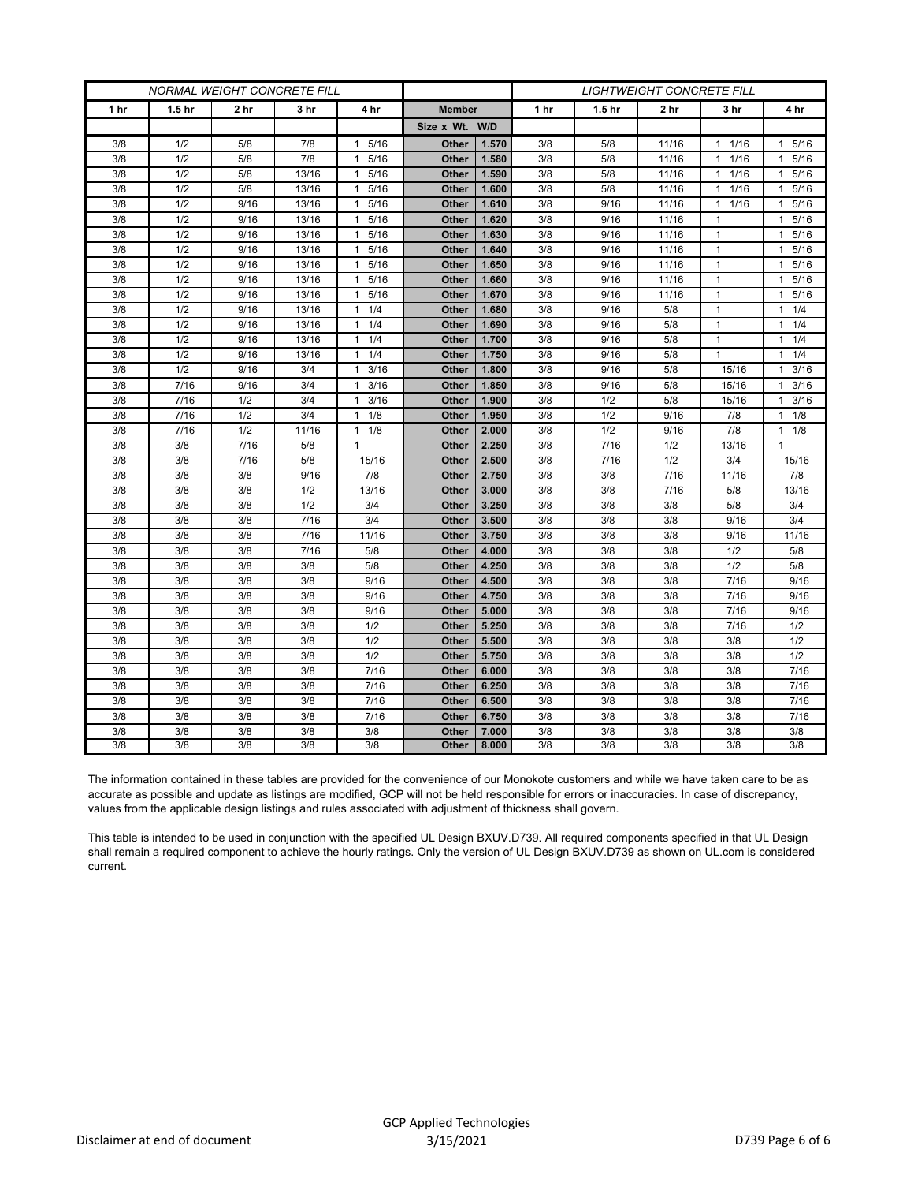| *NORMAL WEIGHT CONCRETE FILL* | | | | | | | *LIGHTWEIGHT CONCRETE FILL* | | | | |
|---|---|---|---|---|---|---|---|---|---|---|---|
| **1 hr** | **1.5 hr** | **2 hr** | **3 hr** | **4 hr** | **Member** | | **1 hr** | **1.5 hr** | **2 hr** | **3 hr** | **4 hr** |
| | | | | | **Size x Wt.** | **W/D** | | | | | |
| 3/8 | 1/2 | 5/8 | 7/8 | 1 5/16 | **Other** | **1.570** | 3/8 | 5/8 | 11/16 | 1 1/16 | 1 5/16 |
| 3/8 | 1/2 | 5/8 | 7/8 | 1 5/16 | **Other** | **1.580** | 3/8 | 5/8 | 11/16 | 1 1/16 | 1 5/16 |
| 3/8 | 1/2 | 5/8 | 13/16 | 1 5/16 | **Other** | **1.590** | 3/8 | 5/8 | 11/16 | 1 1/16 | 1 5/16 |
| 3/8 | 1/2 | 5/8 | 13/16 | 1 5/16 | **Other** | **1.600** | 3/8 | 5/8 | 11/16 | 1 1/16 | 1 5/16 |
| 3/8 | 1/2 | 9/16 | 13/16 | 1 5/16 | **Other** | **1.610** | 3/8 | 9/16 | 11/16 | 1 1/16 | 1 5/16 |
| 3/8 | 1/2 | 9/16 | 13/16 | 1 5/16 | **Other** | **1.620** | 3/8 | 9/16 | 11/16 | 1 | 1 5/16 |
| 3/8 | 1/2 | 9/16 | 13/16 | 1 5/16 | **Other** | **1.630** | 3/8 | 9/16 | 11/16 | 1 | 1 5/16 |
| 3/8 | 1/2 | 9/16 | 13/16 | 1 5/16 | **Other** | **1.640** | 3/8 | 9/16 | 11/16 | 1 | 1 5/16 |
| 3/8 | 1/2 | 9/16 | 13/16 | 1 5/16 | **Other** | **1.650** | 3/8 | 9/16 | 11/16 | 1 | 1 5/16 |
| 3/8 | 1/2 | 9/16 | 13/16 | 1 5/16 | **Other** | **1.660** | 3/8 | 9/16 | 11/16 | 1 | 1 5/16 |
| 3/8 | 1/2 | 9/16 | 13/16 | 1 5/16 | **Other** | **1.670** | 3/8 | 9/16 | 11/16 | 1 | 1 5/16 |
| 3/8 | 1/2 | 9/16 | 13/16 | 1 1/4 | **Other** | **1.680** | 3/8 | 9/16 | 5/8 | 1 | 1 1/4 |
| 3/8 | 1/2 | 9/16 | 13/16 | 1 1/4 | **Other** | **1.690** | 3/8 | 9/16 | 5/8 | 1 | 1 1/4 |
| 3/8 | 1/2 | 9/16 | 13/16 | 1 1/4 | **Other** | **1.700** | 3/8 | 9/16 | 5/8 | 1 | 1 1/4 |
| 3/8 | 1/2 | 9/16 | 13/16 | 1 1/4 | **Other** | **1.750** | 3/8 | 9/16 | 5/8 | 1 | 1 1/4 |
| 3/8 | 1/2 | 9/16 | 3/4 | 1 3/16 | **Other** | **1.800** | 3/8 | 9/16 | 5/8 | 15/16 | 1 3/16 |
| 3/8 | 7/16 | 9/16 | 3/4 | 1 3/16 | **Other** | **1.850** | 3/8 | 9/16 | 5/8 | 15/16 | 1 3/16 |
| 3/8 | 7/16 | 1/2 | 3/4 | 1 3/16 | **Other** | **1.900** | 3/8 | 1/2 | 5/8 | 15/16 | 1 3/16 |
| 3/8 | 7/16 | 1/2 | 3/4 | 1 1/8 | **Other** | **1.950** | 3/8 | 1/2 | 9/16 | 7/8 | 1 1/8 |
| 3/8 | 7/16 | 1/2 | 11/16 | 1 1/8 | **Other** | **2.000** | 3/8 | 1/2 | 9/16 | 7/8 | 1 1/8 |
| 3/8 | 3/8 | 7/16 | 5/8 | 1 | **Other** | **2.250** | 3/8 | 7/16 | 1/2 | 13/16 | 1 |
| 3/8 | 3/8 | 7/16 | 5/8 | 15/16 | **Other** | **2.500** | 3/8 | 7/16 | 1/2 | 3/4 | 15/16 |
| 3/8 | 3/8 | 3/8 | 9/16 | 7/8 | **Other** | **2.750** | 3/8 | 3/8 | 7/16 | 11/16 | 7/8 |
| 3/8 | 3/8 | 3/8 | 1/2 | 13/16 | **Other** | **3.000** | 3/8 | 3/8 | 7/16 | 5/8 | 13/16 |
| 3/8 | 3/8 | 3/8 | 1/2 | 3/4 | **Other** | **3.250** | 3/8 | 3/8 | 3/8 | 5/8 | 3/4 |
| 3/8 | 3/8 | 3/8 | 7/16 | 3/4 | **Other** | **3.500** | 3/8 | 3/8 | 3/8 | 9/16 | 3/4 |
| 3/8 | 3/8 | 3/8 | 7/16 | 11/16 | **Other** | **3.750** | 3/8 | 3/8 | 3/8 | 9/16 | 11/16 |
| 3/8 | 3/8 | 3/8 | 7/16 | 5/8 | **Other** | **4.000** | 3/8 | 3/8 | 3/8 | 1/2 | 5/8 |
| 3/8 | 3/8 | 3/8 | 3/8 | 5/8 | **Other** | **4.250** | 3/8 | 3/8 | 3/8 | 1/2 | 5/8 |
| 3/8 | 3/8 | 3/8 | 3/8 | 9/16 | **Other** | **4.500** | 3/8 | 3/8 | 3/8 | 7/16 | 9/16 |
| 3/8 | 3/8 | 3/8 | 3/8 | 9/16 | **Other** | **4.750** | 3/8 | 3/8 | 3/8 | 7/16 | 9/16 |
| 3/8 | 3/8 | 3/8 | 3/8 | 9/16 | **Other** | **5.000** | 3/8 | 3/8 | 3/8 | 7/16 | 9/16 |
| 3/8 | 3/8 | 3/8 | 3/8 | 1/2 | **Other** | **5.250** | 3/8 | 3/8 | 3/8 | 7/16 | 1/2 |
| 3/8 | 3/8 | 3/8 | 3/8 | 1/2 | **Other** | **5.500** | 3/8 | 3/8 | 3/8 | 3/8 | 1/2 |
| 3/8 | 3/8 | 3/8 | 3/8 | 1/2 | **Other** | **5.750** | 3/8 | 3/8 | 3/8 | 3/8 | 1/2 |
| 3/8 | 3/8 | 3/8 | 3/8 | 7/16 | **Other** | **6.000** | 3/8 | 3/8 | 3/8 | 3/8 | 7/16 |
| 3/8 | 3/8 | 3/8 | 3/8 | 7/16 | **Other** | **6.250** | 3/8 | 3/8 | 3/8 | 3/8 | 7/16 |
| 3/8 | 3/8 | 3/8 | 3/8 | 7/16 | **Other** | **6.500** | 3/8 | 3/8 | 3/8 | 3/8 | 7/16 |
| 3/8 | 3/8 | 3/8 | 3/8 | 7/16 | **Other** | **6.750** | 3/8 | 3/8 | 3/8 | 3/8 | 7/16 |
| 3/8 | 3/8 | 3/8 | 3/8 | 3/8 | **Other** | **7.000** | 3/8 | 3/8 | 3/8 | 3/8 | 3/8 |
| 3/8 | 3/8 | 3/8 | 3/8 | 3/8 | **Other** | **8.000** | 3/8 | 3/8 | 3/8 | 3/8 | 3/8 |

The information contained in these tables are provided for the convenience of our Monokote customers and while we have taken care to be as accurate as possible and update as listings are modified, GCP will not be held responsible for errors or inaccuracies. In case of discrepancy, values from the applicable design listings and rules associated with adjustment of thickness shall govern.

This table is intended to be used in conjunction with the specified UL Design BXUV.D739. All required components specified in that UL Design shall remain a required component to achieve the hourly ratings. Only the version of UL Design BXUV.D739 as shown on UL.com is considered current.

Disclaimer at end of document

GCP Applied Technologies
3/15/2021